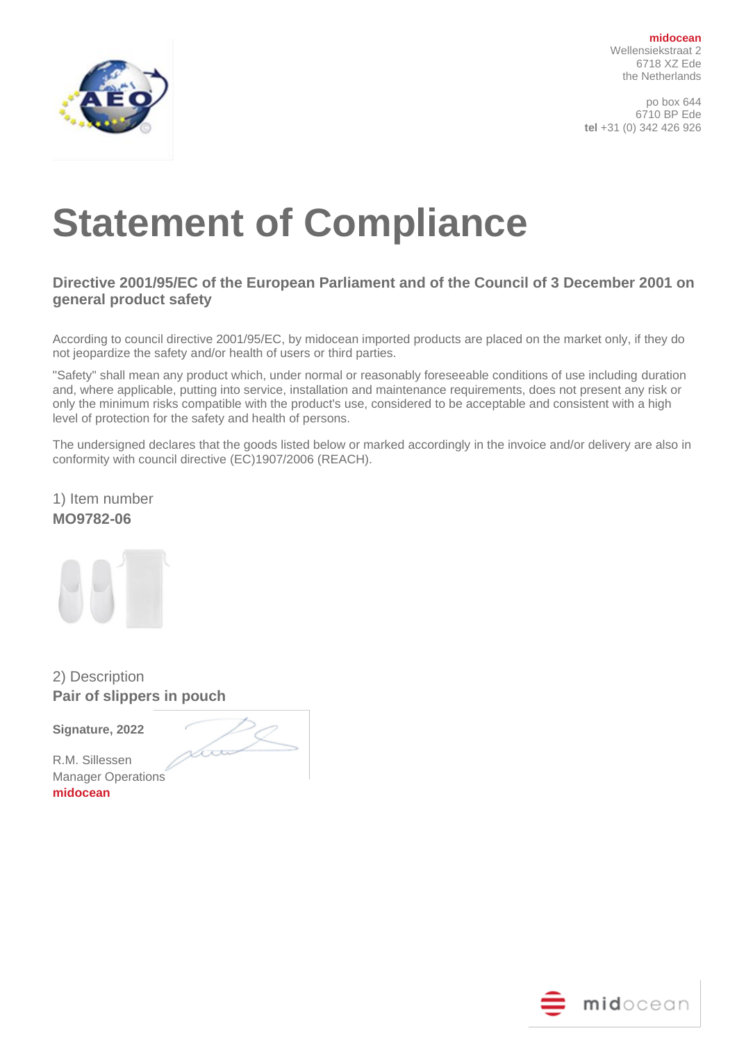**midocean**
Wellensiekstraat 2
6718 XZ Ede
the Netherlands

po box 644
6710 BP Ede
**tel** +31 (0) 342 426 926

# Statement of Compliance

### Directive 2001/95/EC of the European Parliament and of the Council of 3 December 2001 on general product safety

According to council directive 2001/95/EC, by midocean imported products are placed on the market only, if they do not jeopardize the safety and/or health of users or third parties.

"Safety" shall mean any product which, under normal or reasonably foreseeable conditions of use including duration and, where applicable, putting into service, installation and maintenance requirements, does not present any risk or only the minimum risks compatible with the product's use, considered to be acceptable and consistent with a high level of protection for the safety and health of persons.

The undersigned declares that the goods listed below or marked accordingly in the invoice and/or delivery are also in conformity with council directive (EC)1907/2006 (REACH).

1) Item number
**MO9782-06**

2) Description
**Pair of slippers in pouch**

**Signature, 2022**

R.M. Sillessen
Manager Operations
**midocean**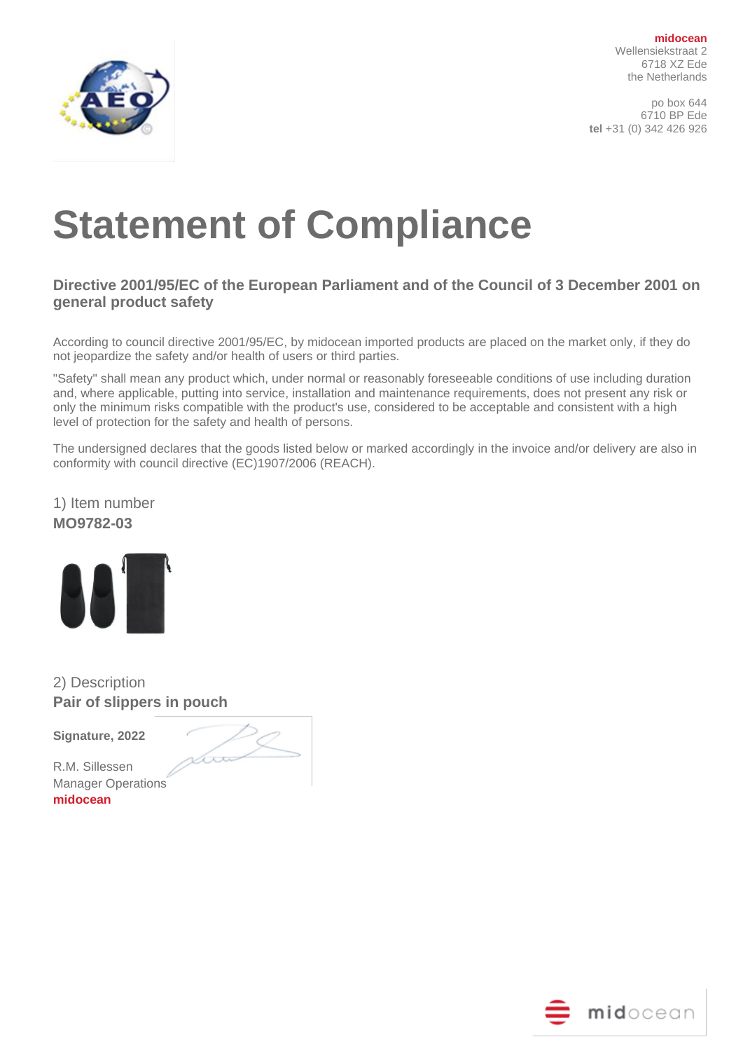midocean
Wellensiekstraat 2
6718 XZ Ede
the Netherlands

po box 644
6710 BP Ede
**tel** +31 (0) 342 426 926

# Statement of Compliance

### Directive 2001/95/EC of the European Parliament and of the Council of 3 December 2001 on general product safety

According to council directive 2001/95/EC, by midocean imported products are placed on the market only, if they do not jeopardize the safety and/or health of users or third parties.

"Safety" shall mean any product which, under normal or reasonably foreseeable conditions of use including duration and, where applicable, putting into service, installation and maintenance requirements, does not present any risk or only the minimum risks compatible with the product's use, considered to be acceptable and consistent with a high level of protection for the safety and health of persons.

The undersigned declares that the goods listed below or marked accordingly in the invoice and/or delivery are also in conformity with council directive (EC)1907/2006 (REACH).

1) Item number
**MO9782-03**

2) Description
**Pair of slippers in pouch**

**Signature, 2022**

R.M. Sillessen
Manager Operations
**midocean**